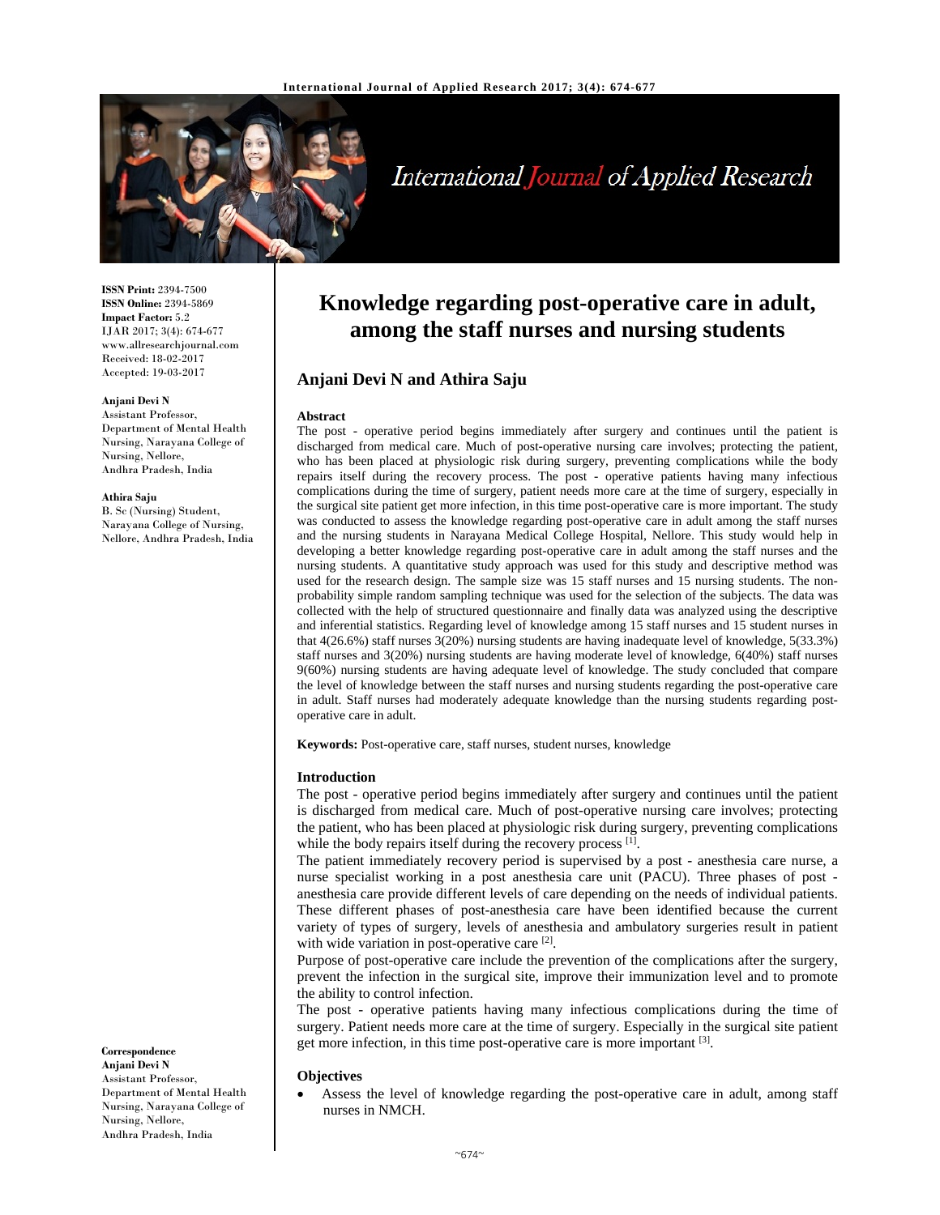**ISSN Print:** 2394-7500
**ISSN Online:** 2394-5869
**Impact Factor:** 5.2
IJAR 2017; 3(4): 674-677
www.allresearchjournal.com
Received: 18-02-2017
Accepted: 19-03-2017

**Anjani Devi N**
Assistant Professor,
Department of Mental Health Nursing, Narayana College of Nursing, Nellore,
Andhra Pradesh, India

**Athira Saju**
B. Sc (Nursing) Student,
Narayana College of Nursing,
Nellore, Andhra Pradesh, India

**Correspondence**
**Anjani Devi N**
Assistant Professor,
Department of Mental Health Nursing, Narayana College of Nursing, Nellore,
Andhra Pradesh, India

# Knowledge regarding post-operative care in adult, among the staff nurses and nursing students

## Anjani Devi N and Athira Saju

### Abstract

The post - operative period begins immediately after surgery and continues until the patient is discharged from medical care. Much of post-operative nursing care involves; protecting the patient, who has been placed at physiologic risk during surgery, preventing complications while the body repairs itself during the recovery process. The post - operative patients having many infectious complications during the time of surgery, patient needs more care at the time of surgery, especially in the surgical site patient get more infection, in this time post-operative care is more important. The study was conducted to assess the knowledge regarding post-operative care in adult among the staff nurses and the nursing students in Narayana Medical College Hospital, Nellore. This study would help in developing a better knowledge regarding post-operative care in adult among the staff nurses and the nursing students. A quantitative study approach was used for this study and descriptive method was used for the research design. The sample size was 15 staff nurses and 15 nursing students. The non-probability simple random sampling technique was used for the selection of the subjects. The data was collected with the help of structured questionnaire and finally data was analyzed using the descriptive and inferential statistics. Regarding level of knowledge among 15 staff nurses and 15 student nurses in that 4(26.6%) staff nurses 3(20%) nursing students are having inadequate level of knowledge, 5(33.3%) staff nurses and 3(20%) nursing students are having moderate level of knowledge, 6(40%) staff nurses 9(60%) nursing students are having adequate level of knowledge. The study concluded that compare the level of knowledge between the staff nurses and nursing students regarding the post-operative care in adult. Staff nurses had moderately adequate knowledge than the nursing students regarding post-operative care in adult.

**Keywords:** Post-operative care, staff nurses, student nurses, knowledge

### Introduction

The post - operative period begins immediately after surgery and continues until the patient is discharged from medical care. Much of post-operative nursing care involves; protecting the patient, who has been placed at physiologic risk during surgery, preventing complications while the body repairs itself during the recovery process [1].

The patient immediately recovery period is supervised by a post - anesthesia care nurse, a nurse specialist working in a post anesthesia care unit (PACU). Three phases of post - anesthesia care provide different levels of care depending on the needs of individual patients. These different phases of post-anesthesia care have been identified because the current variety of types of surgery, levels of anesthesia and ambulatory surgeries result in patient with wide variation in post-operative care [2].

Purpose of post-operative care include the prevention of the complications after the surgery, prevent the infection in the surgical site, improve their immunization level and to promote the ability to control infection.

The post - operative patients having many infectious complications during the time of surgery. Patient needs more care at the time of surgery. Especially in the surgical site patient get more infection, in this time post-operative care is more important [3].

### Objectives

- Assess the level of knowledge regarding the post-operative care in adult, among staff nurses in NMCH.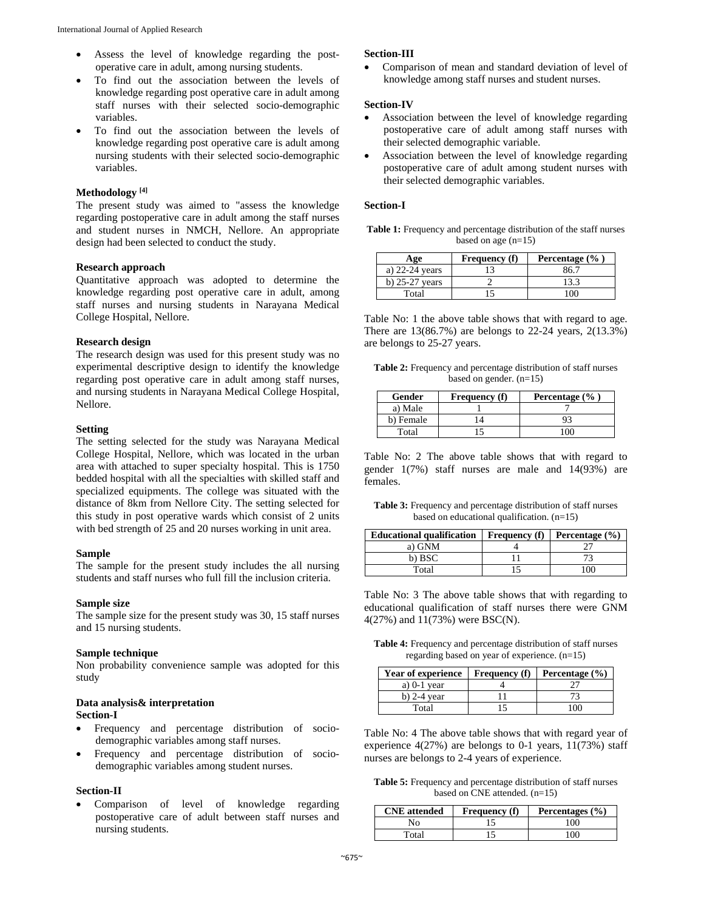- Assess the level of knowledge regarding the post-operative care in adult, among nursing students.
- To find out the association between the levels of knowledge regarding post operative care in adult among staff nurses with their selected socio-demographic variables.
- To find out the association between the levels of knowledge regarding post operative care is adult among nursing students with their selected socio-demographic variables.

**Methodology [4]**

The present study was aimed to "assess the knowledge regarding postoperative care in adult among the staff nurses and student nurses in NMCH, Nellore. An appropriate design had been selected to conduct the study.

**Research approach**

Quantitative approach was adopted to determine the knowledge regarding post operative care in adult, among staff nurses and nursing students in Narayana Medical College Hospital, Nellore.

**Research design**

The research design was used for this present study was no experimental descriptive design to identify the knowledge regarding post operative care in adult among staff nurses, and nursing students in Narayana Medical College Hospital, Nellore.

**Setting**

The setting selected for the study was Narayana Medical College Hospital, Nellore, which was located in the urban area with attached to super specialty hospital. This is 1750 bedded hospital with all the specialties with skilled staff and specialized equipments. The college was situated with the distance of 8km from Nellore City. The setting selected for this study in post operative wards which consist of 2 units with bed strength of 25 and 20 nurses working in unit area.

**Sample**

The sample for the present study includes the all nursing students and staff nurses who full fill the inclusion criteria.

**Sample size**

The sample size for the present study was 30, 15 staff nurses and 15 nursing students.

**Sample technique**

Non probability convenience sample was adopted for this study

**Data analysis& interpretation**

**Section-I**

- Frequency and percentage distribution of socio-demographic variables among staff nurses.
- Frequency and percentage distribution of socio-demographic variables among student nurses.

**Section-II**

- Comparison of level of knowledge regarding postoperative care of adult between staff nurses and nursing students.

**Section-III**

- Comparison of mean and standard deviation of level of knowledge among staff nurses and student nurses.

**Section-IV**

- Association between the level of knowledge regarding postoperative care of adult among staff nurses with their selected demographic variable.
- Association between the level of knowledge regarding postoperative care of adult among student nurses with their selected demographic variables.

**Section-I**

**Table 1:** Frequency and percentage distribution of the staff nurses based on age (n=15)

| Age | Frequency (f) | Percentage (% ) |
|---|---|---|
| a) 22-24 years | 13 | 86.7 |
| b) 25-27 years | 2 | 13.3 |
| Total | 15 | 100 |

Table No: 1 the above table shows that with regard to age. There are 13(86.7%) are belongs to 22-24 years, 2(13.3%) are belongs to 25-27 years.

**Table 2:** Frequency and percentage distribution of staff nurses based on gender. (n=15)

| Gender | Frequency (f) | Percentage (% ) |
|---|---|---|
| a) Male | 1 | 7 |
| b) Female | 14 | 93 |
| Total | 15 | 100 |

Table No: 2 The above table shows that with regard to gender 1(7%) staff nurses are male and 14(93%) are females.

**Table 3:** Frequency and percentage distribution of staff nurses based on educational qualification. (n=15)

| Educational qualification | Frequency (f) | Percentage (%) |
|---|---|---|
| a) GNM | 4 | 27 |
| b) BSC | 11 | 73 |
| Total | 15 | 100 |

Table No: 3 The above table shows that with regarding to educational qualification of staff nurses there were GNM 4(27%) and 11(73%) were BSC(N).

**Table 4:** Frequency and percentage distribution of staff nurses regarding based on year of experience. (n=15)

| Year of experience | Frequency (f) | Percentage (%) |
|---|---|---|
| a) 0-1 year | 4 | 27 |
| b) 2-4 year | 11 | 73 |
| Total | 15 | 100 |

Table No: 4 The above table shows that with regard year of experience 4(27%) are belongs to 0-1 years, 11(73%) staff nurses are belongs to 2-4 years of experience.

**Table 5:** Frequency and percentage distribution of staff nurses based on CNE attended. (n=15)

| CNE attended | Frequency (f) | Percentages (%) |
|---|---|---|
| No | 15 | 100 |
| Total | 15 | 100 |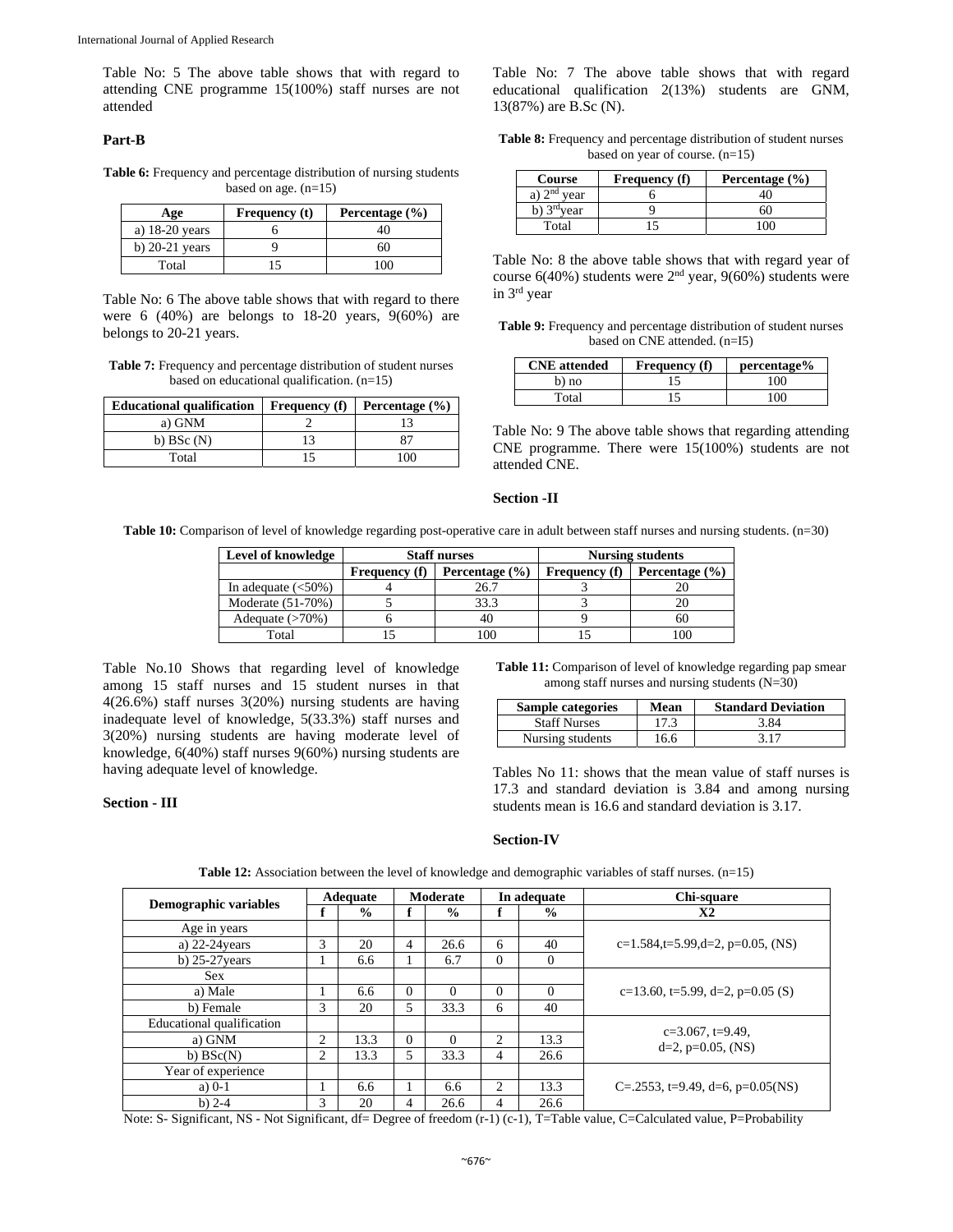Table No: 5 The above table shows that with regard to attending CNE programme 15(100%) staff nurses are not attended

**Part-B**

**Table 6:** Frequency and percentage distribution of nursing students based on age. (n=15)

| Age | Frequency (t) | Percentage (%) |
|---|---|---|
| a) 18-20 years | 6 | 40 |
| b) 20-21 years | 9 | 60 |
| Total | 15 | 100 |

Table No: 6 The above table shows that with regard to there were 6 (40%) are belongs to 18-20 years, 9(60%) are belongs to 20-21 years.

**Table 7:** Frequency and percentage distribution of student nurses based on educational qualification. (n=15)

| Educational qualification | Frequency (f) | Percentage (%) |
|---|---|---|
| a) GNM | 2 | 13 |
| b) BSc (N) | 13 | 87 |
| Total | 15 | 100 |

Table No: 7 The above table shows that with regard educational qualification 2(13%) students are GNM, 13(87%) are B.Sc (N).

**Table 8:** Frequency and percentage distribution of student nurses based on year of course. (n=15)

| Course | Frequency (f) | Percentage (%) |
|---|---|---|
| a) 2nd year | 6 | 40 |
| b) 3rd year | 9 | 60 |
| Total | 15 | 100 |

Table No: 8 the above table shows that with regard year of course 6(40%) students were 2nd year, 9(60%) students were in 3rd year

**Table 9:** Frequency and percentage distribution of student nurses based on CNE attended. (n=I5)

| CNE attended | Frequency (f) | percentage% |
|---|---|---|
| b) no | 15 | 100 |
| Total | 15 | 100 |

Table No: 9 The above table shows that regarding attending CNE programme. There were 15(100%) students are not attended CNE.

**Section -II**

**Table 10:** Comparison of level of knowledge regarding post-operative care in adult between staff nurses and nursing students. (n=30)

| Level of knowledge | Staff nurses | | Nursing students | |
|---|---|---|---|---|
| | Frequency (f) | Percentage (%) | Frequency (f) | Percentage (%) |
| In adequate (<50%) | 4 | 26.7 | 3 | 20 |
| Moderate (51-70%) | 5 | 33.3 | 3 | 20 |
| Adequate (>70%) | 6 | 40 | 9 | 60 |
| Total | 15 | 100 | 15 | 100 |

Table No.10 Shows that regarding level of knowledge among 15 staff nurses and 15 student nurses in that 4(26.6%) staff nurses 3(20%) nursing students are having inadequate level of knowledge, 5(33.3%) staff nurses and 3(20%) nursing students are having moderate level of knowledge, 6(40%) staff nurses 9(60%) nursing students are having adequate level of knowledge.

**Section - III**

**Table 11:** Comparison of level of knowledge regarding pap smear among staff nurses and nursing students (N=30)

| Sample categories | Mean | Standard Deviation |
|---|---|---|
| Staff Nurses | 17.3 | 3.84 |
| Nursing students | 16.6 | 3.17 |

Tables No 11: shows that the mean value of staff nurses is 17.3 and standard deviation is 3.84 and among nursing students mean is 16.6 and standard deviation is 3.17.

**Section-IV**

**Table 12:** Association between the level of knowledge and demographic variables of staff nurses. (n=15)

| Demographic variables | Adequate | | Moderate | | In adequate | | Chi-square |
|---|---|---|---|---|---|---|---|
| | f | % | f | % | f | % | X2 |
| Age in years | | | | | | | c=1.584,t=5.99,d=2, p=0.05, (NS) |
| a) 22-24years | 3 | 20 | 4 | 26.6 | 6 | 40 | |
| b) 25-27years | 1 | 6.6 | 1 | 6.7 | 0 | 0 | |
| Sex | | | | | | | c=13.60, t=5.99, d=2, p=0.05 (S) |
| a) Male | 1 | 6.6 | 0 | 0 | 0 | 0 | |
| b) Female | 3 | 20 | 5 | 33.3 | 6 | 40 | |
| Educational qualification | | | | | | | c=3.067, t=9.49, d=2, p=0.05, (NS) |
| a) GNM | 2 | 13.3 | 0 | 0 | 2 | 13.3 | |
| b) BSc(N) | 2 | 13.3 | 5 | 33.3 | 4 | 26.6 | |
| Year of experience | | | | | | | C=.2553, t=9.49, d=6, p=0.05(NS) |
| a) 0-1 | 1 | 6.6 | 1 | 6.6 | 2 | 13.3 | |
| b) 2-4 | 3 | 20 | 4 | 26.6 | 4 | 26.6 | |

Note: S- Significant, NS - Not Significant, df= Degree of freedom (r-1) (c-1), T=Table value, C=Calculated value, P=Probability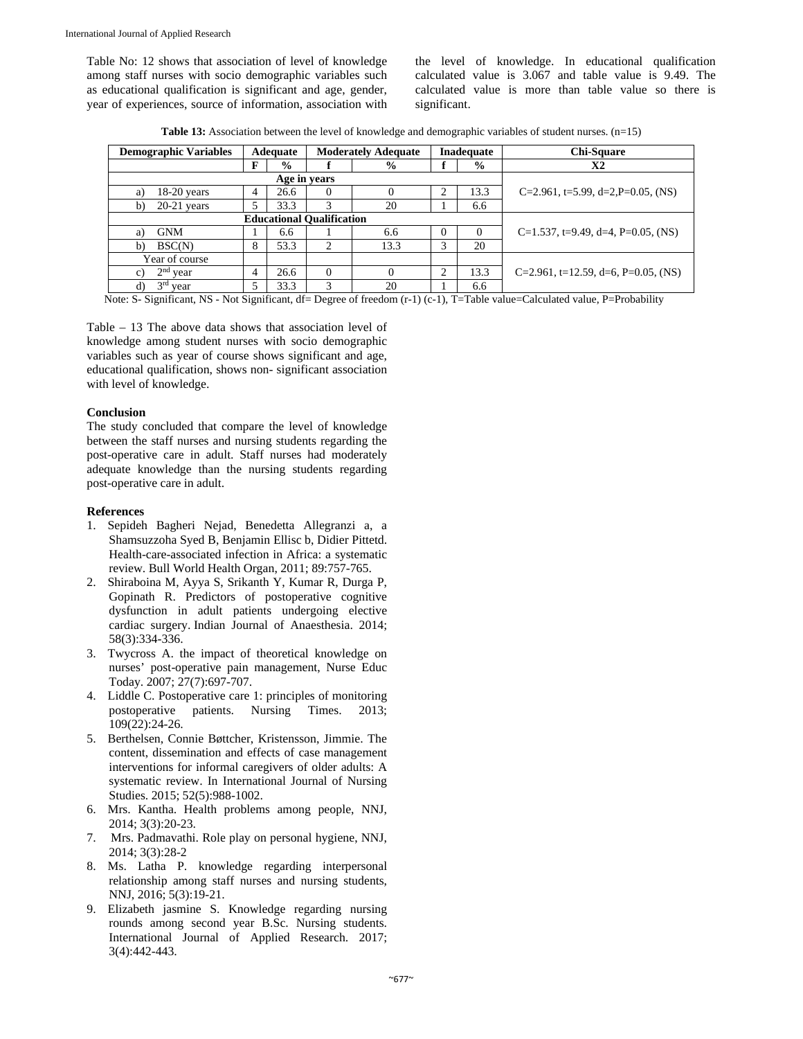Table No: 12 shows that association of level of knowledge among staff nurses with socio demographic variables such as educational qualification is significant and age, gender, year of experiences, source of information, association with the level of knowledge. In educational qualification calculated value is 3.067 and table value is 9.49. The calculated value is more than table value so there is significant.

**Table 13:** Association between the level of knowledge and demographic variables of student nurses. (n=15)

| Demographic Variables | Adequate | | Moderately Adequate | | Inadequate | | Chi-Square |
|---|---|---|---|---|---|---|---|
| | F | % | f | % | f | % | X2 |
| **Age in years** | | | | | | | |
| a) 18-20 years | 4 | 26.6 | 0 | 0 | 2 | 13.3 | C=2.961, t=5.99, d=2,P=0.05, (NS) |
| b) 20-21 years | 5 | 33.3 | 3 | 20 | 1 | 6.6 | |
| **Educational Qualification** | | | | | | | |
| a) GNM | 1 | 6.6 | 1 | 6.6 | 0 | 0 | C=1.537, t=9.49, d=4, P=0.05, (NS) |
| b) BSC(N) | 8 | 53.3 | 2 | 13.3 | 3 | 20 | |
| Year of course | | | | | | | |
| c) 2nd year | 4 | 26.6 | 0 | 0 | 2 | 13.3 | C=2.961, t=12.59, d=6, P=0.05, (NS) |
| d) 3rd year | 5 | 33.3 | 3 | 20 | 1 | 6.6 | |

Note: S- Significant, NS - Not Significant, df= Degree of freedom (r-1) (c-1), T=Table value=Calculated value, P=Probability

Table – 13 The above data shows that association level of knowledge among student nurses with socio demographic variables such as year of course shows significant and age, educational qualification, shows non- significant association with level of knowledge.

## Conclusion

The study concluded that compare the level of knowledge between the staff nurses and nursing students regarding the post-operative care in adult. Staff nurses had moderately adequate knowledge than the nursing students regarding post-operative care in adult.

## References

1. Sepideh Bagheri Nejad, Benedetta Allegranzi a, a Shamsuzzoha Syed B, Benjamin Ellisc b, Didier Pittetd. Health-care-associated infection in Africa: a systematic review. Bull World Health Organ, 2011; 89:757-765.
2. Shiraboina M, Ayya S, Srikanth Y, Kumar R, Durga P, Gopinath R. Predictors of postoperative cognitive dysfunction in adult patients undergoing elective cardiac surgery. Indian Journal of Anaesthesia. 2014; 58(3):334-336.
3. Twycross A. the impact of theoretical knowledge on nurses' post-operative pain management, Nurse Educ Today. 2007; 27(7):697-707.
4. Liddle C. Postoperative care 1: principles of monitoring postoperative patients. Nursing Times. 2013; 109(22):24-26.
5. Berthelsen, Connie Bøttcher, Kristensson, Jimmie. The content, dissemination and effects of case management interventions for informal caregivers of older adults: A systematic review. In International Journal of Nursing Studies. 2015; 52(5):988-1002.
6. Mrs. Kantha. Health problems among people, NNJ, 2014; 3(3):20-23.
7. Mrs. Padmavathi. Role play on personal hygiene, NNJ, 2014; 3(3):28-2
8. Ms. Latha P. knowledge regarding interpersonal relationship among staff nurses and nursing students, NNJ, 2016; 5(3):19-21.
9. Elizabeth jasmine S. Knowledge regarding nursing rounds among second year B.Sc. Nursing students. International Journal of Applied Research. 2017; 3(4):442-443.